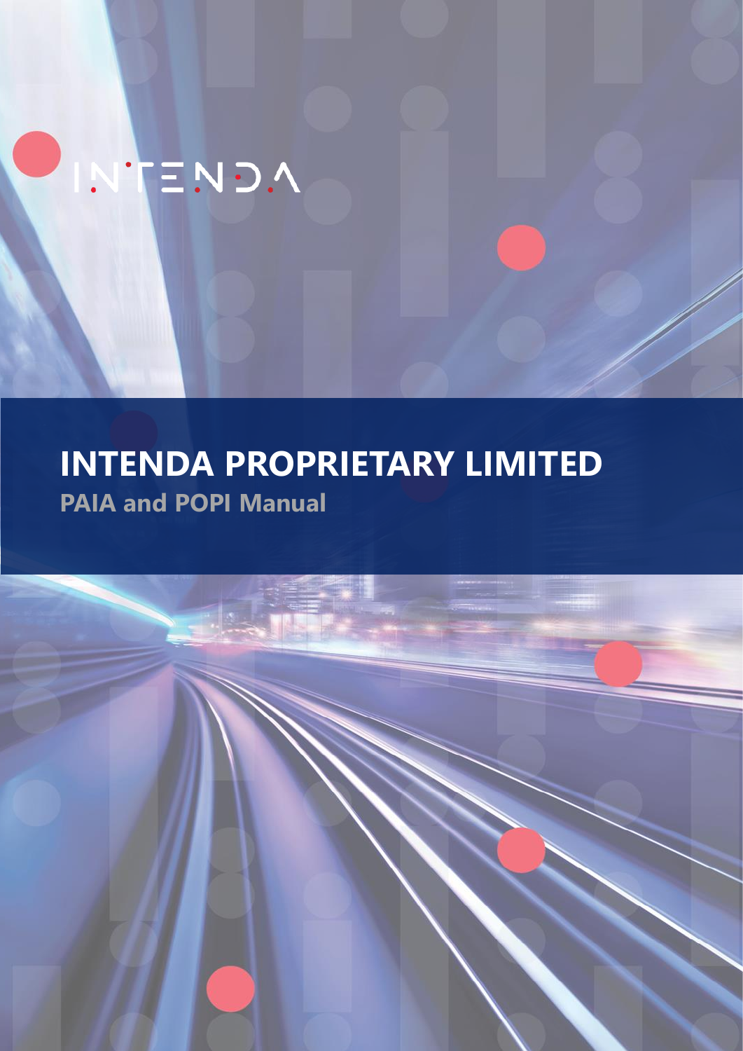INTENDA

# INTENDA PROPRIETARY LIMITED

## PAIA and POPI Manual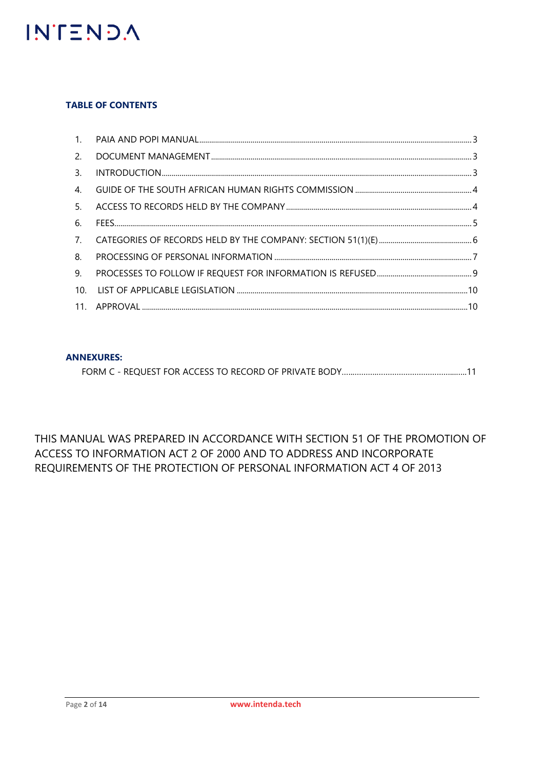**TABLE OF CONTENTS**

1. PAIA AND POPI MANUAL ........ 3
2. DOCUMENT MANAGEMENT ........ 3
3. INTRODUCTION ........ 3
4. GUIDE OF THE SOUTH AFRICAN HUMAN RIGHTS COMMISSION ........ 4
5. ACCESS TO RECORDS HELD BY THE COMPANY ........ 4
6. FEES ........ 5
7. CATEGORIES OF RECORDS HELD BY THE COMPANY: SECTION 51(1)(E) ........ 6
8. PROCESSING OF PERSONAL INFORMATION ........ 7
9. PROCESSES TO FOLLOW IF REQUEST FOR INFORMATION IS REFUSED ........ 9
10. LIST OF APPLICABLE LEGISLATION ........ 10
11. APPROVAL ........ 10

**ANNEXURES:**

FORM C - REQUEST FOR ACCESS TO RECORD OF PRIVATE BODY ........ 11

THIS MANUAL WAS PREPARED IN ACCORDANCE WITH SECTION 51 OF THE PROMOTION OF ACCESS TO INFORMATION ACT 2 OF 2000 AND TO ADDRESS AND INCORPORATE REQUIREMENTS OF THE PROTECTION OF PERSONAL INFORMATION ACT 4 OF 2013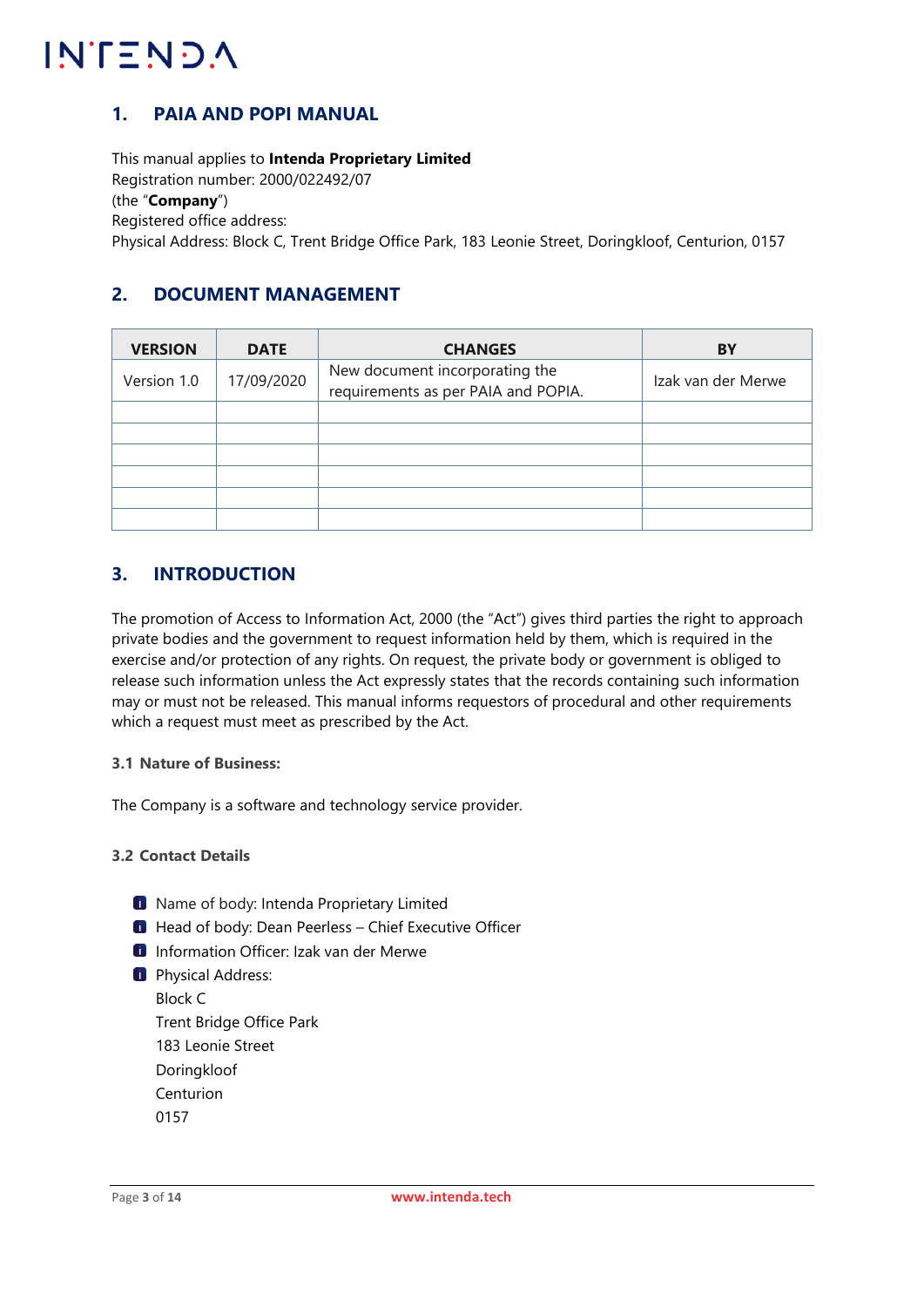## 1. PAIA AND POPI MANUAL

This manual applies to **Intenda Proprietary Limited**
Registration number: 2000/022492/07
(the "**Company**")
Registered office address:
Physical Address: Block C, Trent Bridge Office Park, 183 Leonie Street, Doringkloof, Centurion, 0157

## 2. DOCUMENT MANAGEMENT

| VERSION | DATE | CHANGES | BY |
|---|---|---|---|
| Version 1.0 | 17/09/2020 | New document incorporating the requirements as per PAIA and POPIA. | Izak van der Merwe |
| | | | |
| | | | |
| | | | |
| | | | |
| | | | |
| | | | |

## 3. INTRODUCTION

The promotion of Access to Information Act, 2000 (the "Act") gives third parties the right to approach private bodies and the government to request information held by them, which is required in the exercise and/or protection of any rights. On request, the private body or government is obliged to release such information unless the Act expressly states that the records containing such information may or must not be released. This manual informs requestors of procedural and other requirements which a request must meet as prescribed by the Act.

### 3.1 Nature of Business:

The Company is a software and technology service provider.

### 3.2 Contact Details

- Name of body: Intenda Proprietary Limited
- Head of body: Dean Peerless – Chief Executive Officer
- Information Officer: Izak van der Merwe
- Physical Address:
  Block C
  Trent Bridge Office Park
  183 Leonie Street
  Doringkloof
  Centurion
  0157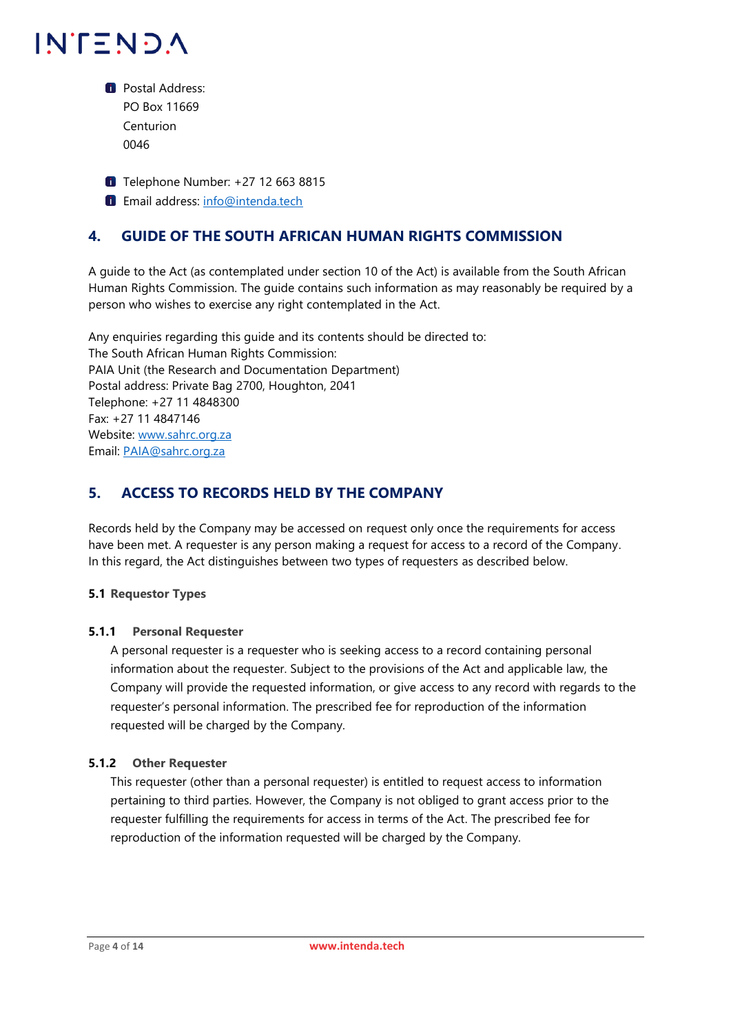- Postal Address:
  PO Box 11669
  Centurion
  0046

- Telephone Number: +27 12 663 8815
- Email address: info@intenda.tech

## 4. GUIDE OF THE SOUTH AFRICAN HUMAN RIGHTS COMMISSION

A guide to the Act (as contemplated under section 10 of the Act) is available from the South African Human Rights Commission. The guide contains such information as may reasonably be required by a person who wishes to exercise any right contemplated in the Act.

Any enquiries regarding this guide and its contents should be directed to:
The South African Human Rights Commission:
PAIA Unit (the Research and Documentation Department)
Postal address: Private Bag 2700, Houghton, 2041
Telephone: +27 11 4848300
Fax: +27 11 4847146
Website: www.sahrc.org.za
Email: PAIA@sahrc.org.za

## 5. ACCESS TO RECORDS HELD BY THE COMPANY

Records held by the Company may be accessed on request only once the requirements for access have been met. A requester is any person making a request for access to a record of the Company. In this regard, the Act distinguishes between two types of requesters as described below.

### 5.1 Requestor Types

#### 5.1.1 Personal Requester

A personal requester is a requester who is seeking access to a record containing personal information about the requester. Subject to the provisions of the Act and applicable law, the Company will provide the requested information, or give access to any record with regards to the requester's personal information. The prescribed fee for reproduction of the information requested will be charged by the Company.

#### 5.1.2 Other Requester

This requester (other than a personal requester) is entitled to request access to information pertaining to third parties. However, the Company is not obliged to grant access prior to the requester fulfilling the requirements for access in terms of the Act. The prescribed fee for reproduction of the information requested will be charged by the Company.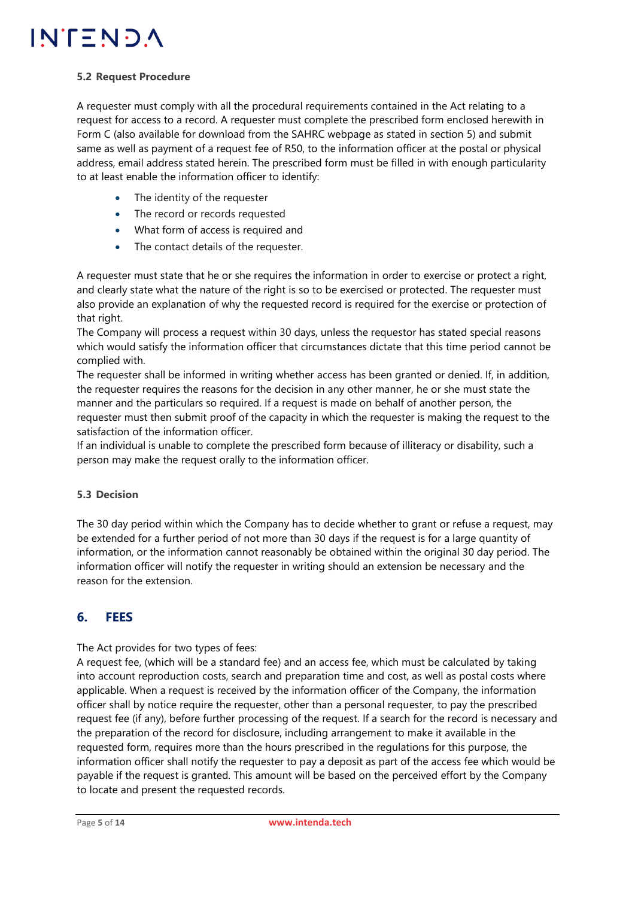### 5.2 Request Procedure

A requester must comply with all the procedural requirements contained in the Act relating to a request for access to a record. A requester must complete the prescribed form enclosed herewith in Form C (also available for download from the SAHRC webpage as stated in section 5) and submit same as well as payment of a request fee of R50, to the information officer at the postal or physical address, email address stated herein. The prescribed form must be filled in with enough particularity to at least enable the information officer to identify:

- The identity of the requester
- The record or records requested
- What form of access is required and
- The contact details of the requester.

A requester must state that he or she requires the information in order to exercise or protect a right, and clearly state what the nature of the right is so to be exercised or protected. The requester must also provide an explanation of why the requested record is required for the exercise or protection of that right.

The Company will process a request within 30 days, unless the requestor has stated special reasons which would satisfy the information officer that circumstances dictate that this time period cannot be complied with.

The requester shall be informed in writing whether access has been granted or denied. If, in addition, the requester requires the reasons for the decision in any other manner, he or she must state the manner and the particulars so required. If a request is made on behalf of another person, the requester must then submit proof of the capacity in which the requester is making the request to the satisfaction of the information officer.

If an individual is unable to complete the prescribed form because of illiteracy or disability, such a person may make the request orally to the information officer.

### 5.3 Decision

The 30 day period within which the Company has to decide whether to grant or refuse a request, may be extended for a further period of not more than 30 days if the request is for a large quantity of information, or the information cannot reasonably be obtained within the original 30 day period. The information officer will notify the requester in writing should an extension be necessary and the reason for the extension.

## 6. FEES

The Act provides for two types of fees:

A request fee, (which will be a standard fee) and an access fee, which must be calculated by taking into account reproduction costs, search and preparation time and cost, as well as postal costs where applicable. When a request is received by the information officer of the Company, the information officer shall by notice require the requester, other than a personal requester, to pay the prescribed request fee (if any), before further processing of the request. If a search for the record is necessary and the preparation of the record for disclosure, including arrangement to make it available in the requested form, requires more than the hours prescribed in the regulations for this purpose, the information officer shall notify the requester to pay a deposit as part of the access fee which would be payable if the request is granted. This amount will be based on the perceived effort by the Company to locate and present the requested records.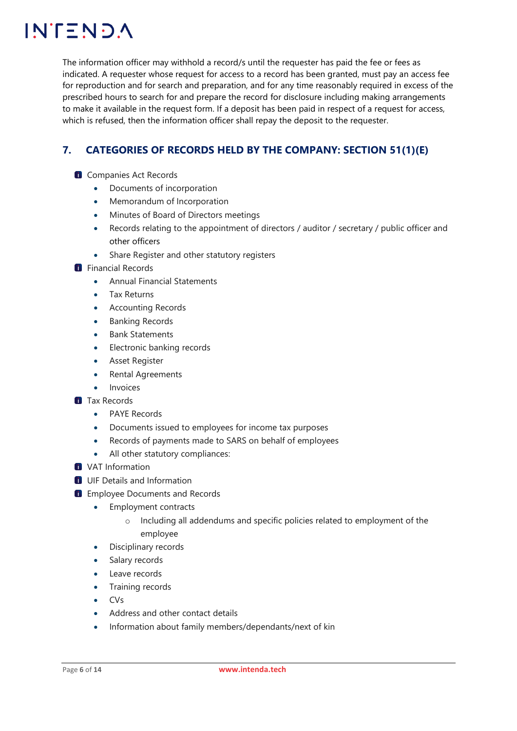The information officer may withhold a record/s until the requester has paid the fee or fees as indicated. A requester whose request for access to a record has been granted, must pay an access fee for reproduction and for search and preparation, and for any time reasonably required in excess of the prescribed hours to search for and prepare the record for disclosure including making arrangements to make it available in the request form. If a deposit has been paid in respect of a request for access, which is refused, then the information officer shall repay the deposit to the requester.

## 7. CATEGORIES OF RECORDS HELD BY THE COMPANY: SECTION 51(1)(E)

- Companies Act Records
  - Documents of incorporation
  - Memorandum of Incorporation
  - Minutes of Board of Directors meetings
  - Records relating to the appointment of directors / auditor / secretary / public officer and other officers
  - Share Register and other statutory registers
- Financial Records
  - Annual Financial Statements
  - Tax Returns
  - Accounting Records
  - Banking Records
  - Bank Statements
  - Electronic banking records
  - Asset Register
  - Rental Agreements
  - Invoices
- Tax Records
  - PAYE Records
  - Documents issued to employees for income tax purposes
  - Records of payments made to SARS on behalf of employees
  - All other statutory compliances:
- VAT Information
- UIF Details and Information
- Employee Documents and Records
  - Employment contracts
    - Including all addendums and specific policies related to employment of the employee
  - Disciplinary records
  - Salary records
  - Leave records
  - Training records
  - CVs
  - Address and other contact details
  - Information about family members/dependants/next of kin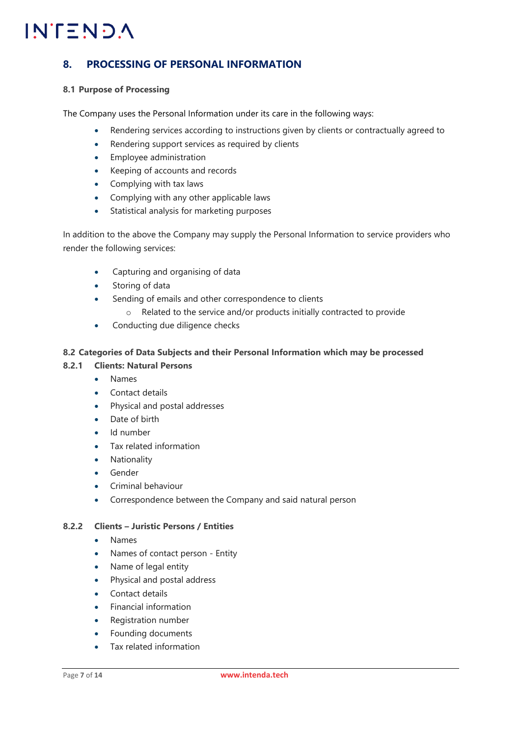## 8. PROCESSING OF PERSONAL INFORMATION

### 8.1 Purpose of Processing

The Company uses the Personal Information under its care in the following ways:

- Rendering services according to instructions given by clients or contractually agreed to
- Rendering support services as required by clients
- Employee administration
- Keeping of accounts and records
- Complying with tax laws
- Complying with any other applicable laws
- Statistical analysis for marketing purposes

In addition to the above the Company may supply the Personal Information to service providers who render the following services:

- Capturing and organising of data
- Storing of data
- Sending of emails and other correspondence to clients
  - Related to the service and/or products initially contracted to provide
- Conducting due diligence checks

### 8.2 Categories of Data Subjects and their Personal Information which may be processed

#### 8.2.1 Clients: Natural Persons

- Names
- Contact details
- Physical and postal addresses
- Date of birth
- Id number
- Tax related information
- Nationality
- Gender
- Criminal behaviour
- Correspondence between the Company and said natural person

#### 8.2.2 Clients – Juristic Persons / Entities

- Names
- Names of contact person - Entity
- Name of legal entity
- Physical and postal address
- Contact details
- Financial information
- Registration number
- Founding documents
- Tax related information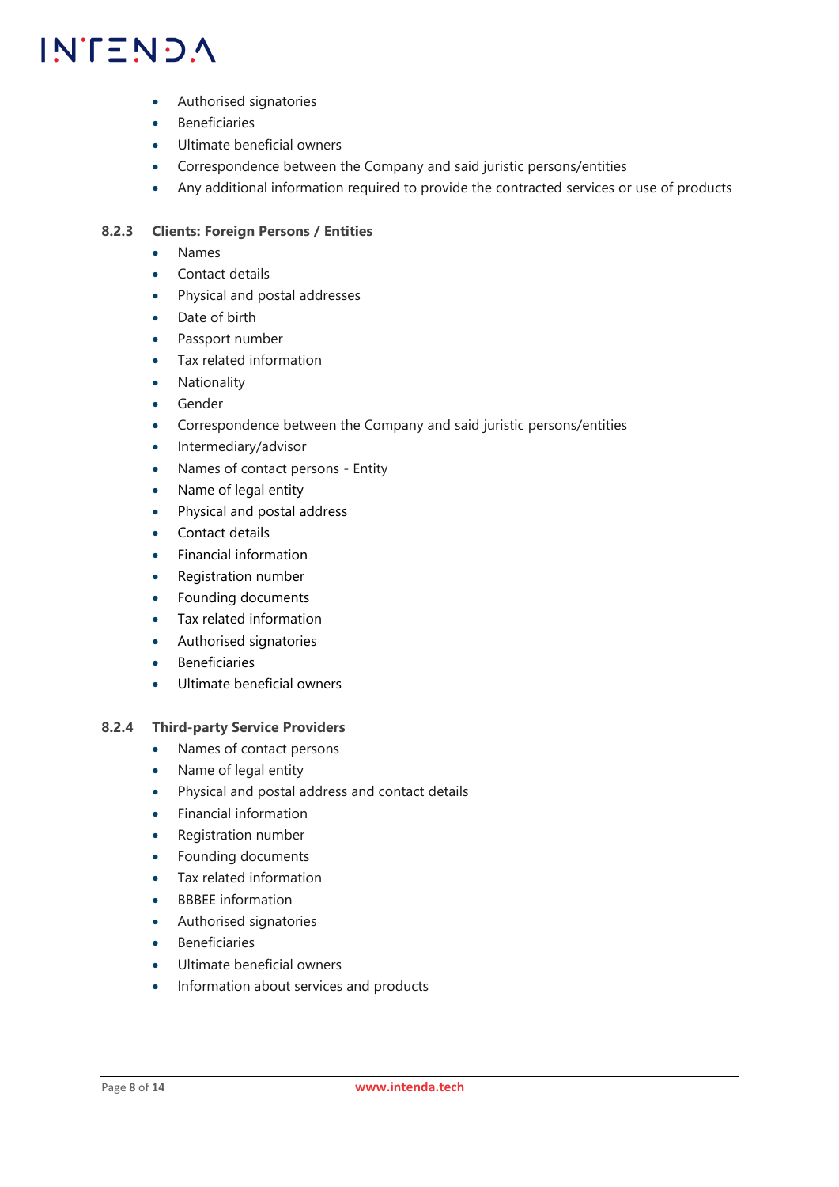- Authorised signatories
- Beneficiaries
- Ultimate beneficial owners
- Correspondence between the Company and said juristic persons/entities
- Any additional information required to provide the contracted services or use of products

#### 8.2.3 Clients: Foreign Persons / Entities

- Names
- Contact details
- Physical and postal addresses
- Date of birth
- Passport number
- Tax related information
- Nationality
- Gender
- Correspondence between the Company and said juristic persons/entities
- Intermediary/advisor
- Names of contact persons - Entity
- Name of legal entity
- Physical and postal address
- Contact details
- Financial information
- Registration number
- Founding documents
- Tax related information
- Authorised signatories
- Beneficiaries
- Ultimate beneficial owners

#### 8.2.4 Third-party Service Providers

- Names of contact persons
- Name of legal entity
- Physical and postal address and contact details
- Financial information
- Registration number
- Founding documents
- Tax related information
- BBBEE information
- Authorised signatories
- Beneficiaries
- Ultimate beneficial owners
- Information about services and products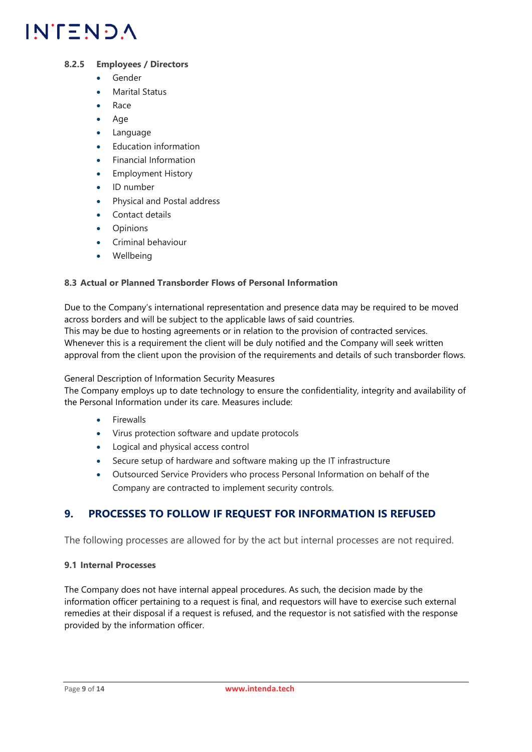#### 8.2.5 Employees / Directors

- Gender
- Marital Status
- Race
- Age
- Language
- Education information
- Financial Information
- Employment History
- ID number
- Physical and Postal address
- Contact details
- Opinions
- Criminal behaviour
- Wellbeing

### 8.3 Actual or Planned Transborder Flows of Personal Information

Due to the Company's international representation and presence data may be required to be moved across borders and will be subject to the applicable laws of said countries.
This may be due to hosting agreements or in relation to the provision of contracted services. Whenever this is a requirement the client will be duly notified and the Company will seek written approval from the client upon the provision of the requirements and details of such transborder flows.

General Description of Information Security Measures
The Company employs up to date technology to ensure the confidentiality, integrity and availability of the Personal Information under its care. Measures include:

- Firewalls
- Virus protection software and update protocols
- Logical and physical access control
- Secure setup of hardware and software making up the IT infrastructure
- Outsourced Service Providers who process Personal Information on behalf of the Company are contracted to implement security controls.

## 9. PROCESSES TO FOLLOW IF REQUEST FOR INFORMATION IS REFUSED

The following processes are allowed for by the act but internal processes are not required.

### 9.1 Internal Processes

The Company does not have internal appeal procedures. As such, the decision made by the information officer pertaining to a request is final, and requestors will have to exercise such external remedies at their disposal if a request is refused, and the requestor is not satisfied with the response provided by the information officer.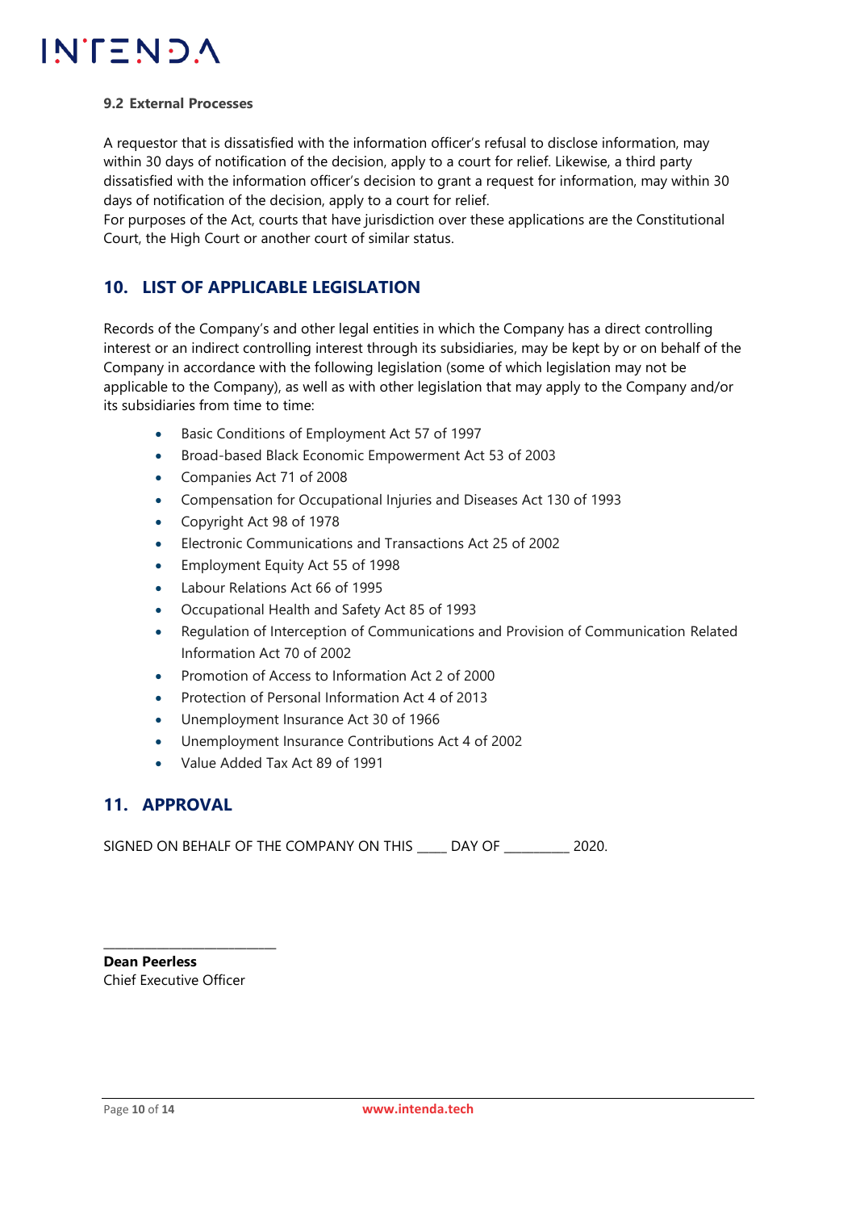**9.2 External Processes**

A requestor that is dissatisfied with the information officer's refusal to disclose information, may within 30 days of notification of the decision, apply to a court for relief. Likewise, a third party dissatisfied with the information officer's decision to grant a request for information, may within 30 days of notification of the decision, apply to a court for relief.
For purposes of the Act, courts that have jurisdiction over these applications are the Constitutional Court, the High Court or another court of similar status.

## 10. LIST OF APPLICABLE LEGISLATION

Records of the Company's and other legal entities in which the Company has a direct controlling interest or an indirect controlling interest through its subsidiaries, may be kept by or on behalf of the Company in accordance with the following legislation (some of which legislation may not be applicable to the Company), as well as with other legislation that may apply to the Company and/or its subsidiaries from time to time:

- Basic Conditions of Employment Act 57 of 1997
- Broad-based Black Economic Empowerment Act 53 of 2003
- Companies Act 71 of 2008
- Compensation for Occupational Injuries and Diseases Act 130 of 1993
- Copyright Act 98 of 1978
- Electronic Communications and Transactions Act 25 of 2002
- Employment Equity Act 55 of 1998
- Labour Relations Act 66 of 1995
- Occupational Health and Safety Act 85 of 1993
- Regulation of Interception of Communications and Provision of Communication Related Information Act 70 of 2002
- Promotion of Access to Information Act 2 of 2000
- Protection of Personal Information Act 4 of 2013
- Unemployment Insurance Act 30 of 1966
- Unemployment Insurance Contributions Act 4 of 2002
- Value Added Tax Act 89 of 1991

## 11. APPROVAL

SIGNED ON BEHALF OF THE COMPANY ON THIS ____ DAY OF _________ 2020.

_________________________

**Dean Peerless**
Chief Executive Officer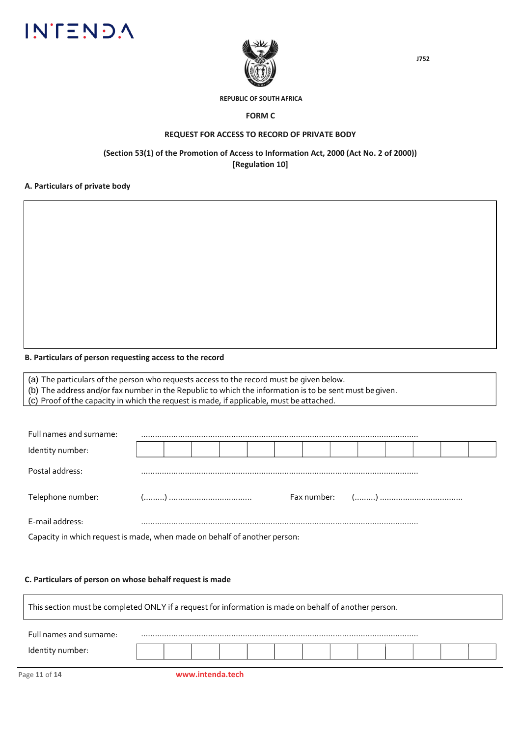J752

REPUBLIC OF SOUTH AFRICA

**FORM C**

**REQUEST FOR ACCESS TO RECORD OF PRIVATE BODY**

**(Section 53(1) of the Promotion of Access to Information Act, 2000 (Act No. 2 of 2000))**
**[Regulation 10]**

**A. Particulars of private body**

| |
|---|
| |

**B. Particulars of person requesting access to the record**

(a) The particulars of the person who requests access to the record must be given below.
(b) The address and/or fax number in the Republic to which the information is to be sent must be given.
(c) Proof of the capacity in which the request is made, if applicable, must be attached.

Full names and surname: ........................................................................................................................

Identity number:

| | | | | | | | | | | | | |
|---|---|---|---|---|---|---|---|---|---|---|---|---|
| | | | | | | | | | | | | |

Postal address: ........................................................................................................................

Telephone number: (.........) ................................... Fax number: (.........) ...................................

E-mail address: ........................................................................................................................

Capacity in which request is made, when made on behalf of another person:

**C. Particulars of person on whose behalf request is made**

This section must be completed ONLY if a request for information is made on behalf of another person.

Full names and surname: ........................................................................................................................

Identity number:

| | | | | | | | | | | | | |
|---|---|---|---|---|---|---|---|---|---|---|---|---|
| | | | | | | | | | | | | |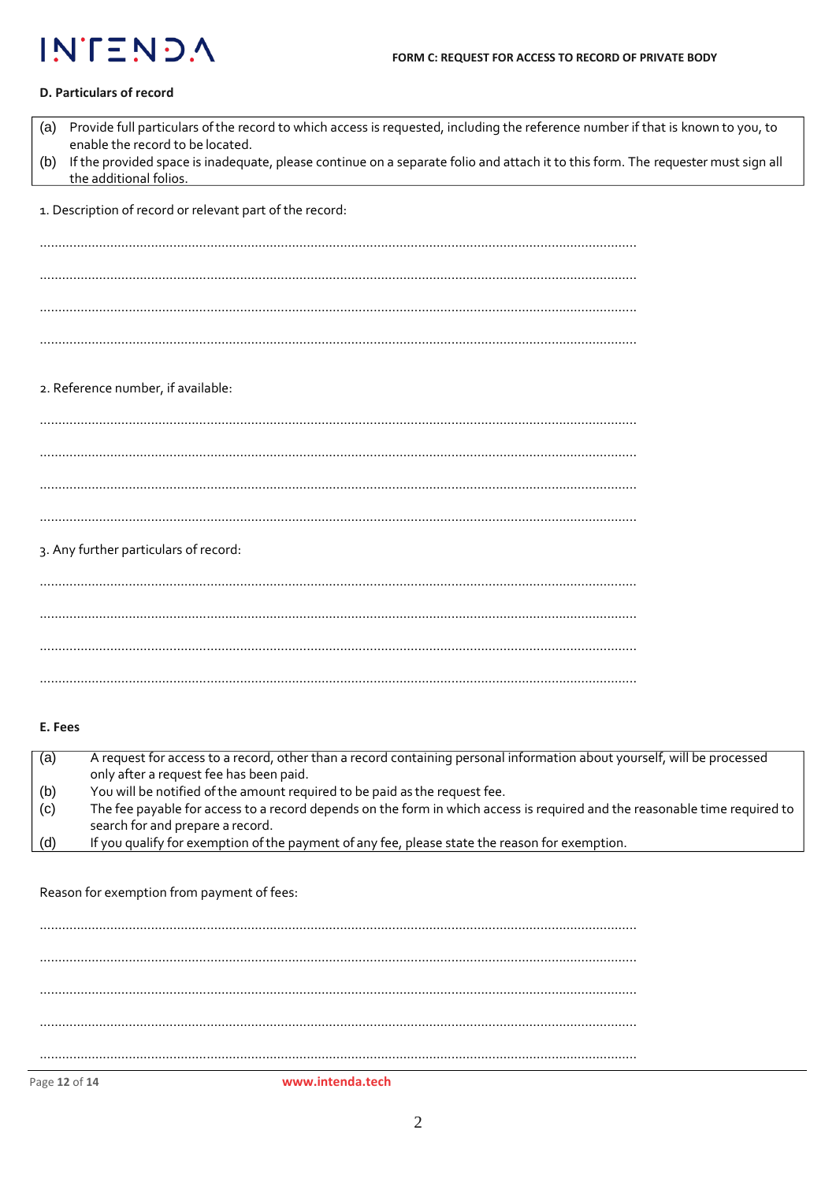### D. Particulars of record

| | |
|---|---|
| (a) | Provide full particulars of the record to which access is requested, including the reference number if that is known to you, to enable the record to be located. |
| (b) | If the provided space is inadequate, please continue on a separate folio and attach it to this form. The requester must sign all the additional folios. |

1. Description of record or relevant part of the record:

..............................................................................................................................................

..............................................................................................................................................

..............................................................................................................................................

..............................................................................................................................................

2. Reference number, if available:

..............................................................................................................................................

..............................................................................................................................................

..............................................................................................................................................

..............................................................................................................................................

3. Any further particulars of record:

..............................................................................................................................................

..............................................................................................................................................

..............................................................................................................................................

..............................................................................................................................................

### E. Fees

| | |
|---|---|
| (a) | A request for access to a record, other than a record containing personal information about yourself, will be processed only after a request fee has been paid. |
| (b) | You will be notified of the amount required to be paid as the request fee. |
| (c) | The fee payable for access to a record depends on the form in which access is required and the reasonable time required to search for and prepare a record. |
| (d) | If you qualify for exemption of the payment of any fee, please state the reason for exemption. |

Reason for exemption from payment of fees:

..............................................................................................................................................

..............................................................................................................................................

..............................................................................................................................................

..............................................................................................................................................

..............................................................................................................................................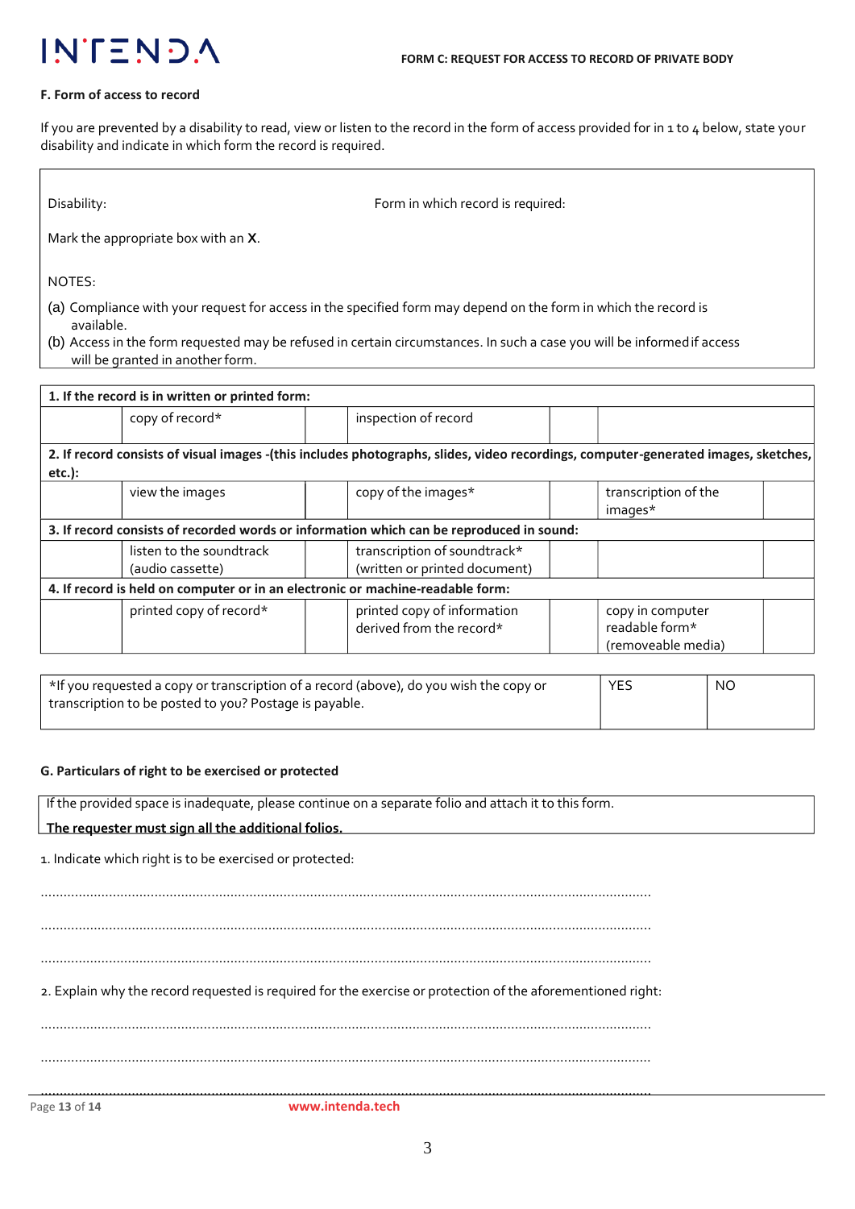**FORM C: REQUEST FOR ACCESS TO RECORD OF PRIVATE BODY**

**F. Form of access to record**

If you are prevented by a disability to read, view or listen to the record in the form of access provided for in 1 to 4 below, state your disability and indicate in which form the record is required.

| Disability: | Form in which record is required: |
|---|---|

Mark the appropriate box with an **X**.

NOTES:

(a) Compliance with your request for access in the specified form may depend on the form in which the record is available.
(b) Access in the form requested may be refused in certain circumstances. In such a case you will be informed if access will be granted in another form.

| **1. If the record is in written or printed form:** | | | | | | |
|---|---|---|---|---|---|---|
| | copy of record* | | inspection of record | | | |
| **2. If record consists of visual images -(this includes photographs, slides, video recordings, computer-generated images, sketches, etc.):** | | | | | | |
| | view the images | | copy of the images* | | transcription of the images* | |
| **3. If record consists of recorded words or information which can be reproduced in sound:** | | | | | | |
| | listen to the soundtrack (audio cassette) | | transcription of soundtrack* (written or printed document) | | | |
| **4. If record is held on computer or in an electronic or machine-readable form:** | | | | | | |
| | printed copy of record* | | printed copy of information derived from the record* | | copy in computer readable form* (removeable media) | |

| *If you requested a copy or transcription of a record (above), do you wish the copy or transcription to be posted to you? Postage is payable. | YES | NO |
|---|---|---|

**G. Particulars of right to be exercised or protected**

If the provided space is inadequate, please continue on a separate folio and attach it to this form.
**The requester must sign all the additional folios.**

1. Indicate which right is to be exercised or protected:

.............................................................................................................................................

.............................................................................................................................................

.............................................................................................................................................

2. Explain why the record requested is required for the exercise or protection of the aforementioned right:

.............................................................................................................................................

.............................................................................................................................................

.............................................................................................................................................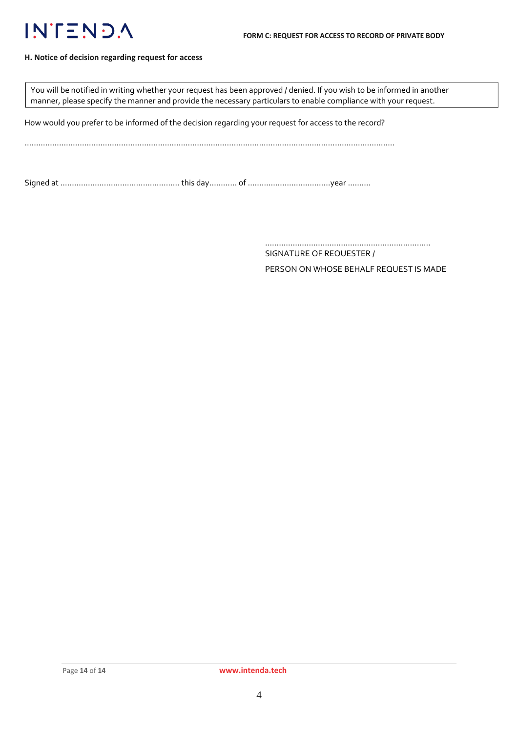**H. Notice of decision regarding request for access**

| |
|---|
| You will be notified in writing whether your request has been approved / denied. If you wish to be informed in another manner, please specify the manner and provide the necessary particulars to enable compliance with your request. |

How would you prefer to be informed of the decision regarding your request for access to the record?

..............................................................................................................................................................

Signed at ..................................................... this day............ of .....................................year ..........

.........................................................................

SIGNATURE OF REQUESTER /

PERSON ON WHOSE BEHALF REQUEST IS MADE